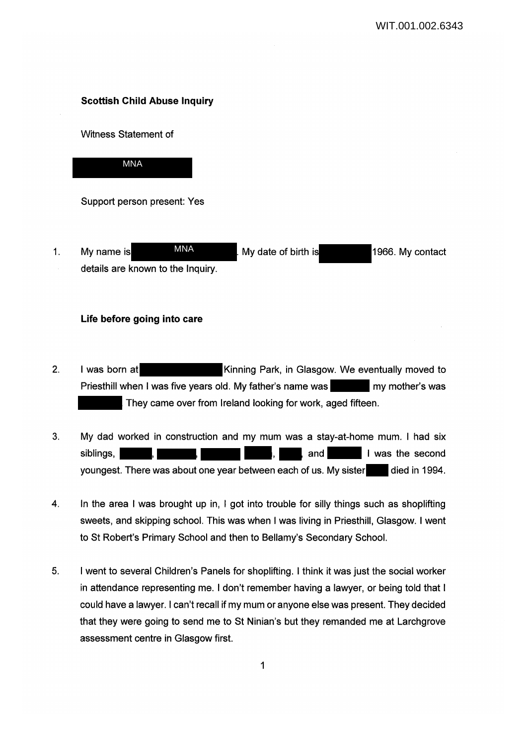**Scottish Child Abuse Inquiry**

Witness Statement of

MNA

Support person present: Yes

1. My name is MNA. My date of birth is 1966. My contact details are known to the Inquiry.

**Life before going into care**

2. I was born at Kinning Park, in Glasgow. We eventually moved to Priesthill when I was five years old. My father's name was my mother's was . They came over from Ireland looking for work, aged fifteen.

3. My dad worked in construction and my mum was a stay-at-home mum. I had six siblings, , , , , and . I was the second youngest. There was about one year between each of us. My sister died in 1994.

4. In the area I was brought up in, I got into trouble for silly things such as shoplifting sweets, and skipping school. This was when I was living in Priesthill, Glasgow. I went to St Robert's Primary School and then to Bellamy's Secondary School.

5. I went to several Children's Panels for shoplifting. I think it was just the social worker in attendance representing me. I don't remember having a lawyer, or being told that I could have a lawyer. I can't recall if my mum or anyone else was present. They decided that they were going to send me to St Ninian's but they remanded me at Larchgrove assessment centre in Glasgow first.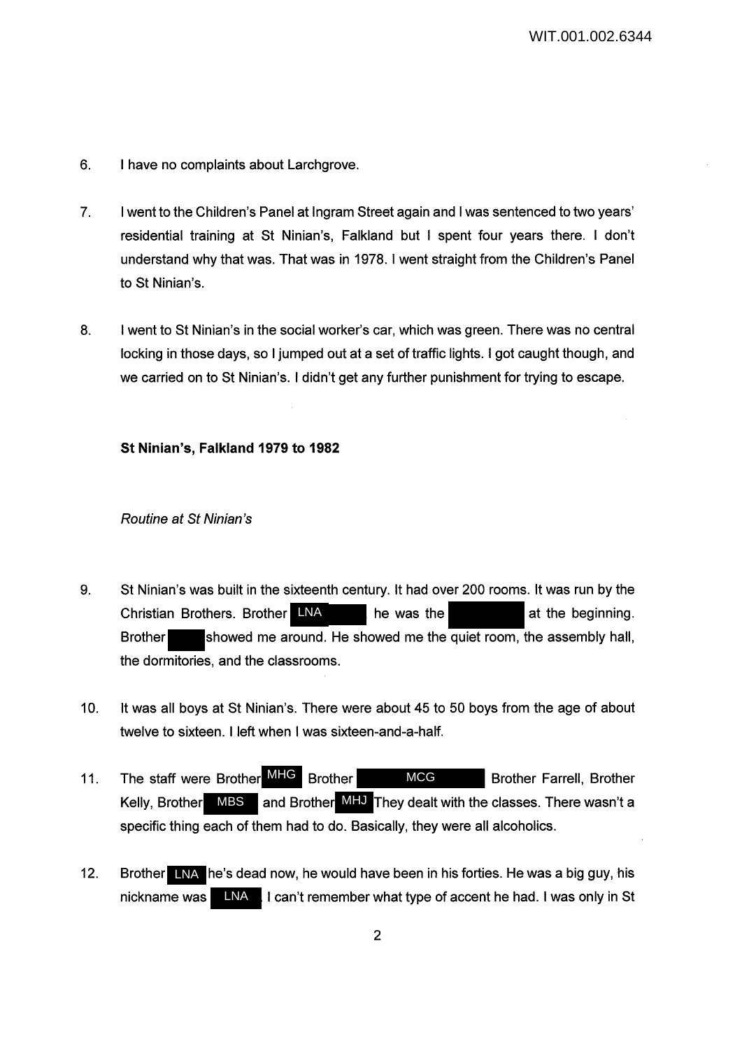6. I have no complaints about Larchgrove.

7. I went to the Children's Panel at Ingram Street again and I was sentenced to two years' residential training at St Ninian's, Falkland but I spent four years there. I don't understand why that was. That was in 1978. I went straight from the Children's Panel to St Ninian's.

8. I went to St Ninian's in the social worker's car, which was green. There was no central locking in those days, so I jumped out at a set of traffic lights. I got caught though, and we carried on to St Ninian's. I didn't get any further punishment for trying to escape.

**St Ninian's, Falkland 1979 to 1982**

*Routine at St Ninian's*

9. St Ninian's was built in the sixteenth century. It had over 200 rooms. It was run by the Christian Brothers. Brother LNA he was the [redacted] at the beginning. Brother [redacted] showed me around. He showed me the quiet room, the assembly hall, the dormitories, and the classrooms.

10. It was all boys at St Ninian's. There were about 45 to 50 boys from the age of about twelve to sixteen. I left when I was sixteen-and-a-half.

11. The staff were Brother MHG Brother MCG Brother Farrell, Brother Kelly, Brother MBS and Brother MHJ They dealt with the classes. There wasn't a specific thing each of them had to do. Basically, they were all alcoholics.

12. Brother LNA he's dead now, he would have been in his forties. He was a big guy, his nickname was LNA I can't remember what type of accent he had. I was only in St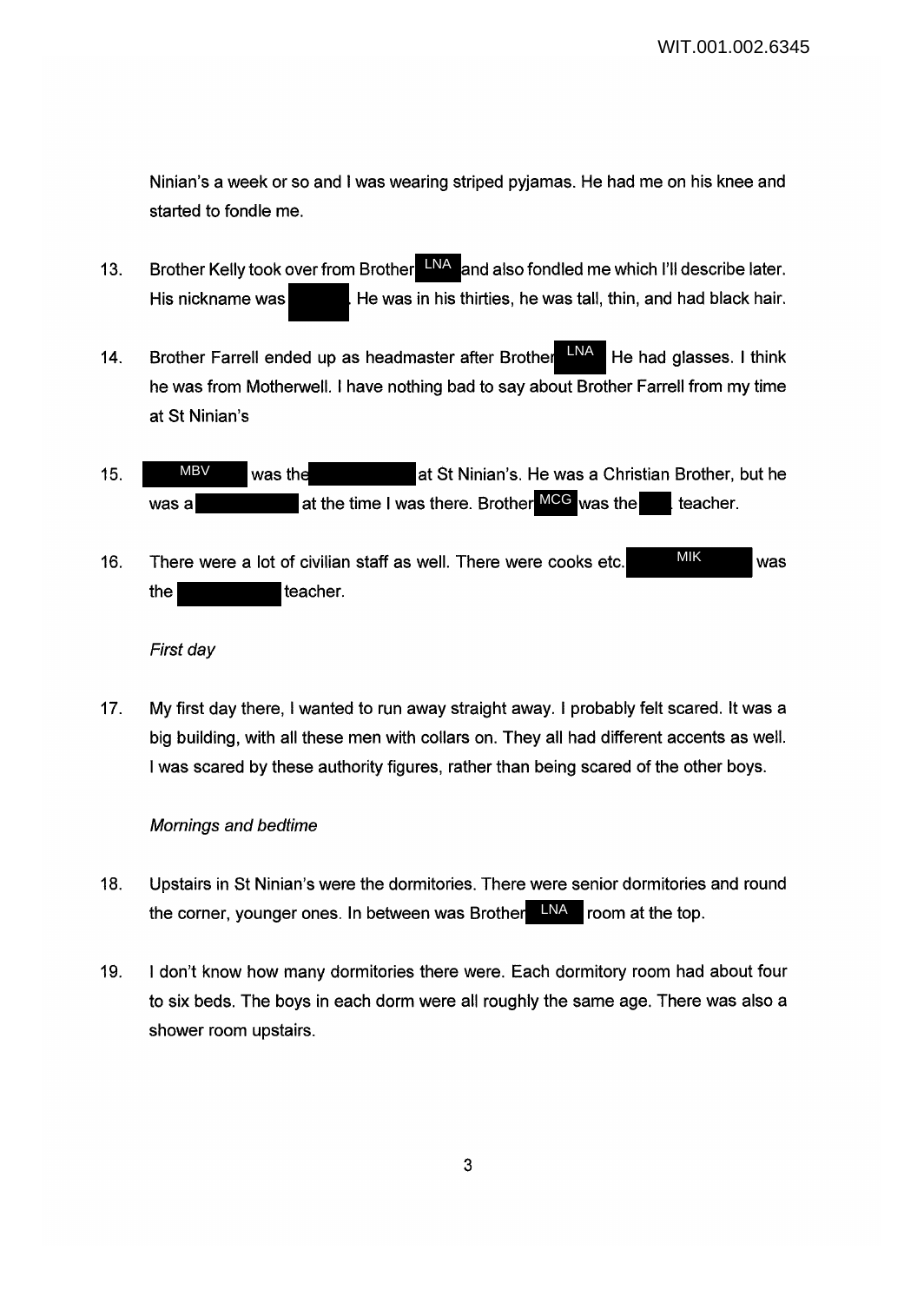Ninian's a week or so and I was wearing striped pyjamas. He had me on his knee and started to fondle me.

13. Brother Kelly took over from Brother LNA and also fondled me which I'll describe later. His nickname was ██. He was in his thirties, he was tall, thin, and had black hair.

14. Brother Farrell ended up as headmaster after Brother LNA He had glasses. I think he was from Motherwell. I have nothing bad to say about Brother Farrell from my time at St Ninian's

15. MBV was the ██ at St Ninian's. He was a Christian Brother, but he was a ██ at the time I was there. Brother MCG was the ██ teacher.

16. There were a lot of civilian staff as well. There were cooks etc. MIK was the ██ teacher.

*First day*

17. My first day there, I wanted to run away straight away. I probably felt scared. It was a big building, with all these men with collars on. They all had different accents as well. I was scared by these authority figures, rather than being scared of the other boys.

*Mornings and bedtime*

18. Upstairs in St Ninian's were the dormitories. There were senior dormitories and round the corner, younger ones. In between was Brother LNA room at the top.

19. I don't know how many dormitories there were. Each dormitory room had about four to six beds. The boys in each dorm were all roughly the same age. There was also a shower room upstairs.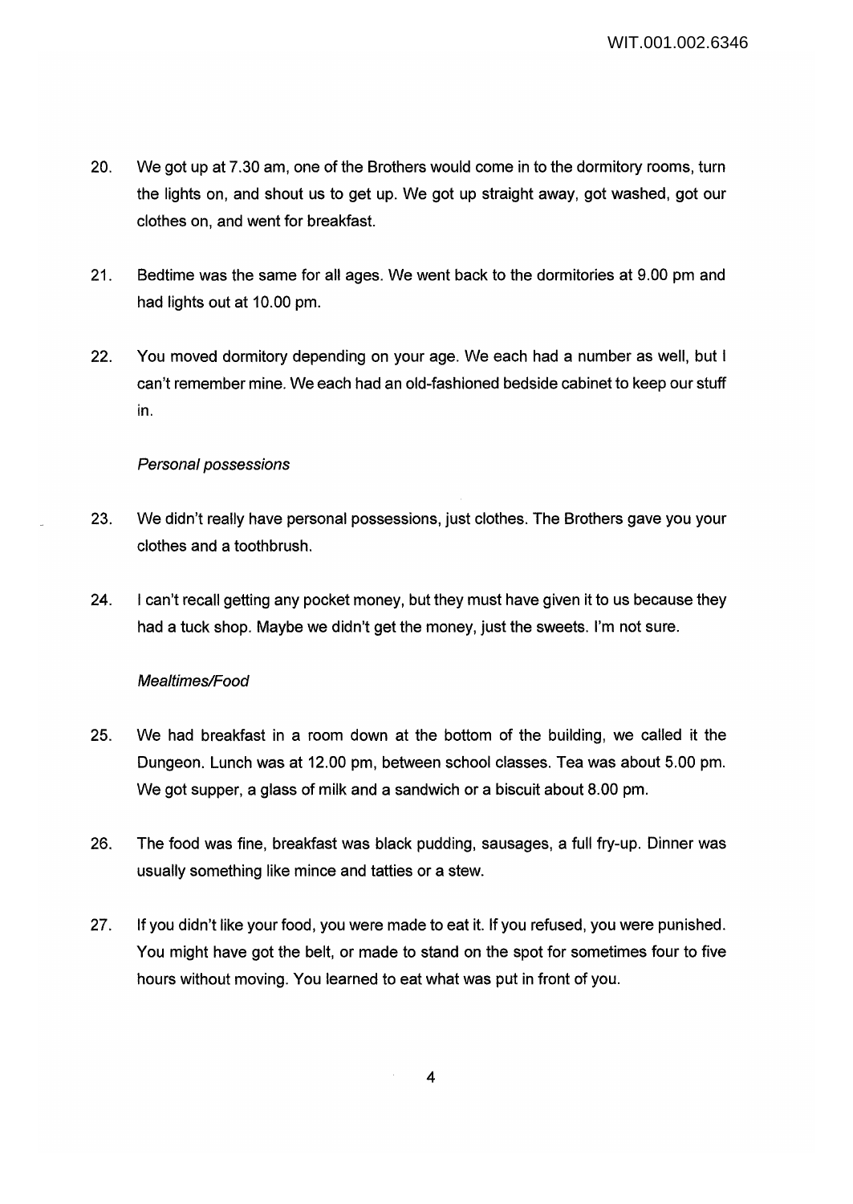20. We got up at 7.30 am, one of the Brothers would come in to the dormitory rooms, turn the lights on, and shout us to get up. We got up straight away, got washed, got our clothes on, and went for breakfast.

21. Bedtime was the same for all ages. We went back to the dormitories at 9.00 pm and had lights out at 10.00 pm.

22. You moved dormitory depending on your age. We each had a number as well, but I can't remember mine. We each had an old-fashioned bedside cabinet to keep our stuff in.

*Personal possessions*

23. We didn't really have personal possessions, just clothes. The Brothers gave you your clothes and a toothbrush.

24. I can't recall getting any pocket money, but they must have given it to us because they had a tuck shop. Maybe we didn't get the money, just the sweets. I'm not sure.

*Mealtimes/Food*

25. We had breakfast in a room down at the bottom of the building, we called it the Dungeon. Lunch was at 12.00 pm, between school classes. Tea was about 5.00 pm. We got supper, a glass of milk and a sandwich or a biscuit about 8.00 pm.

26. The food was fine, breakfast was black pudding, sausages, a full fry-up. Dinner was usually something like mince and tatties or a stew.

27. If you didn't like your food, you were made to eat it. If you refused, you were punished. You might have got the belt, or made to stand on the spot for sometimes four to five hours without moving. You learned to eat what was put in front of you.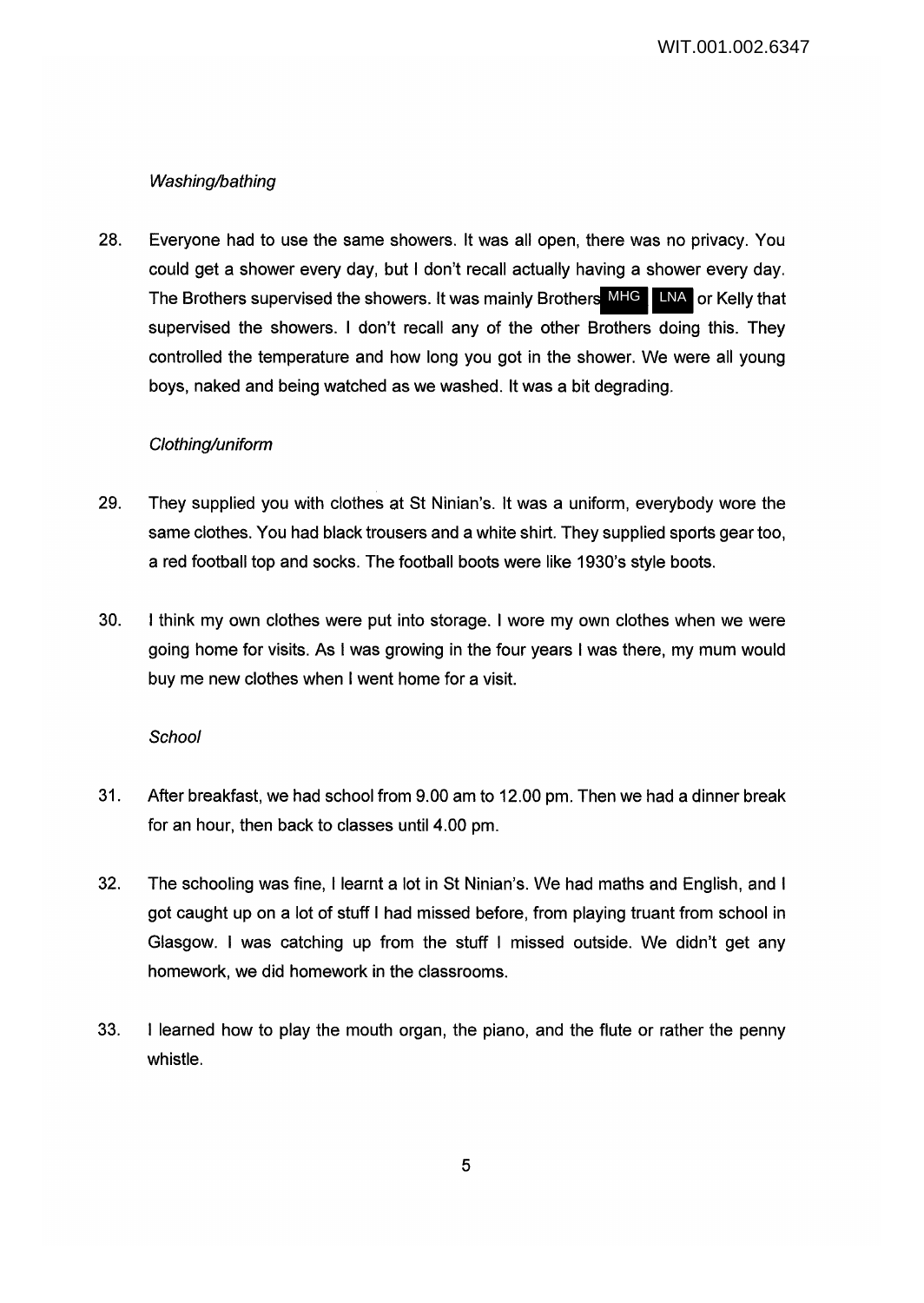*Washing/bathing*

28. Everyone had to use the same showers. It was all open, there was no privacy. You could get a shower every day, but I don't recall actually having a shower every day. The Brothers supervised the showers. It was mainly Brothers MHG LNA or Kelly that supervised the showers. I don't recall any of the other Brothers doing this. They controlled the temperature and how long you got in the shower. We were all young boys, naked and being watched as we washed. It was a bit degrading.

*Clothing/uniform*

29. They supplied you with clothes at St Ninian's. It was a uniform, everybody wore the same clothes. You had black trousers and a white shirt. They supplied sports gear too, a red football top and socks. The football boots were like 1930's style boots.

30. I think my own clothes were put into storage. I wore my own clothes when we were going home for visits. As I was growing in the four years I was there, my mum would buy me new clothes when I went home for a visit.

*School*

31. After breakfast, we had school from 9.00 am to 12.00 pm. Then we had a dinner break for an hour, then back to classes until 4.00 pm.

32. The schooling was fine, I learnt a lot in St Ninian's. We had maths and English, and I got caught up on a lot of stuff I had missed before, from playing truant from school in Glasgow. I was catching up from the stuff I missed outside. We didn't get any homework, we did homework in the classrooms.

33. I learned how to play the mouth organ, the piano, and the flute or rather the penny whistle.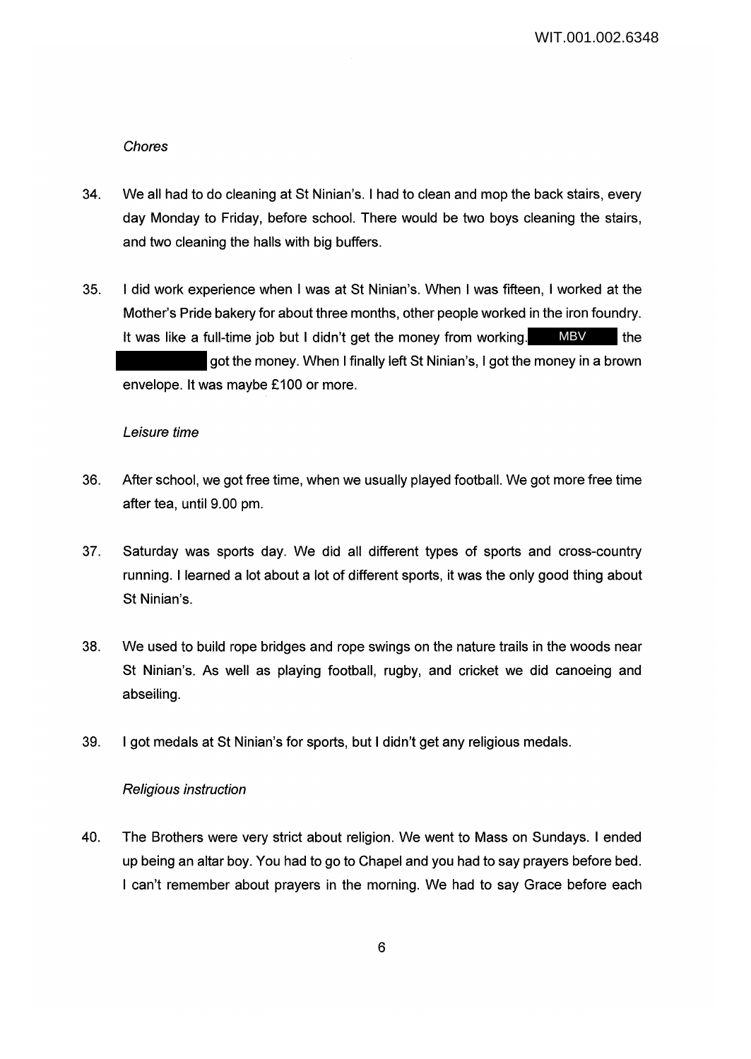*Chores*

34. We all had to do cleaning at St Ninian's. I had to clean and mop the back stairs, every day Monday to Friday, before school. There would be two boys cleaning the stairs, and two cleaning the halls with big buffers.

35. I did work experience when I was at St Ninian's. When I was fifteen, I worked at the Mother's Pride bakery for about three months, other people worked in the iron foundry. It was like a full-time job but I didn't get the money from working. MBV the got the money. When I finally left St Ninian's, I got the money in a brown envelope. It was maybe £100 or more.

*Leisure time*

36. After school, we got free time, when we usually played football. We got more free time after tea, until 9.00 pm.

37. Saturday was sports day. We did all different types of sports and cross-country running. I learned a lot about a lot of different sports, it was the only good thing about St Ninian's.

38. We used to build rope bridges and rope swings on the nature trails in the woods near St Ninian's. As well as playing football, rugby, and cricket we did canoeing and abseiling.

39. I got medals at St Ninian's for sports, but I didn't get any religious medals.

*Religious instruction*

40. The Brothers were very strict about religion. We went to Mass on Sundays. I ended up being an altar boy. You had to go to Chapel and you had to say prayers before bed. I can't remember about prayers in the morning. We had to say Grace before each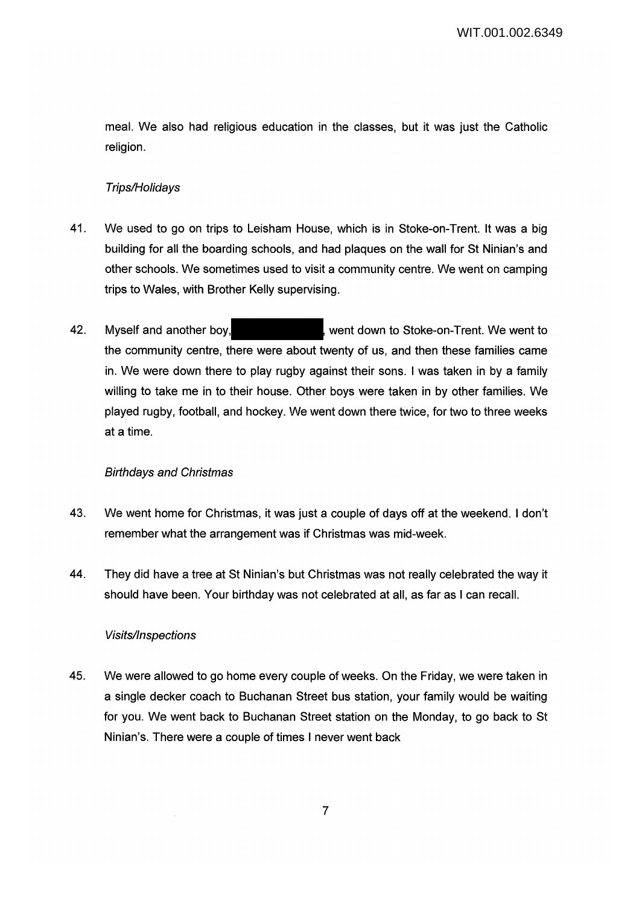meal. We also had religious education in the classes, but it was just the Catholic religion.

*Trips/Holidays*

41. We used to go on trips to Leisham House, which is in Stoke-on-Trent. It was a big building for all the boarding schools, and had plaques on the wall for St Ninian's and other schools. We sometimes used to visit a community centre. We went on camping trips to Wales, with Brother Kelly supervising.

42. Myself and another boy, [REDACTED], went down to Stoke-on-Trent. We went to the community centre, there were about twenty of us, and then these families came in. We were down there to play rugby against their sons. I was taken in by a family willing to take me in to their house. Other boys were taken in by other families. We played rugby, football, and hockey. We went down there twice, for two to three weeks at a time.

*Birthdays and Christmas*

43. We went home for Christmas, it was just a couple of days off at the weekend. I don't remember what the arrangement was if Christmas was mid-week.

44. They did have a tree at St Ninian's but Christmas was not really celebrated the way it should have been. Your birthday was not celebrated at all, as far as I can recall.

*Visits/Inspections*

45. We were allowed to go home every couple of weeks. On the Friday, we were taken in a single decker coach to Buchanan Street bus station, your family would be waiting for you. We went back to Buchanan Street station on the Monday, to go back to St Ninian's. There were a couple of times I never went back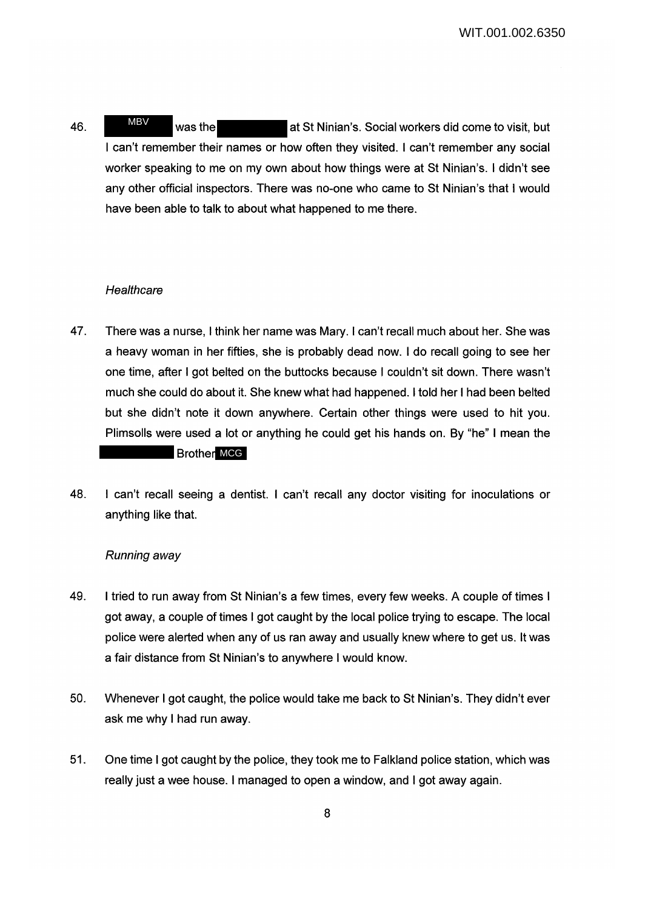46. MBV was the [redacted] at St Ninian's. Social workers did come to visit, but I can't remember their names or how often they visited. I can't remember any social worker speaking to me on my own about how things were at St Ninian's. I didn't see any other official inspectors. There was no-one who came to St Ninian's that I would have been able to talk to about what happened to me there.

*Healthcare*

47. There was a nurse, I think her name was Mary. I can't recall much about her. She was a heavy woman in her fifties, she is probably dead now. I do recall going to see her one time, after I got belted on the buttocks because I couldn't sit down. There wasn't much she could do about it. She knew what had happened. I told her I had been belted but she didn't note it down anywhere. Certain other things were used to hit you. Plimsolls were used a lot or anything he could get his hands on. By "he" I mean the [redacted] Brother MCG

48. I can't recall seeing a dentist. I can't recall any doctor visiting for inoculations or anything like that.

*Running away*

49. I tried to run away from St Ninian's a few times, every few weeks. A couple of times I got away, a couple of times I got caught by the local police trying to escape. The local police were alerted when any of us ran away and usually knew where to get us. It was a fair distance from St Ninian's to anywhere I would know.

50. Whenever I got caught, the police would take me back to St Ninian's. They didn't ever ask me why I had run away.

51. One time I got caught by the police, they took me to Falkland police station, which was really just a wee house. I managed to open a window, and I got away again.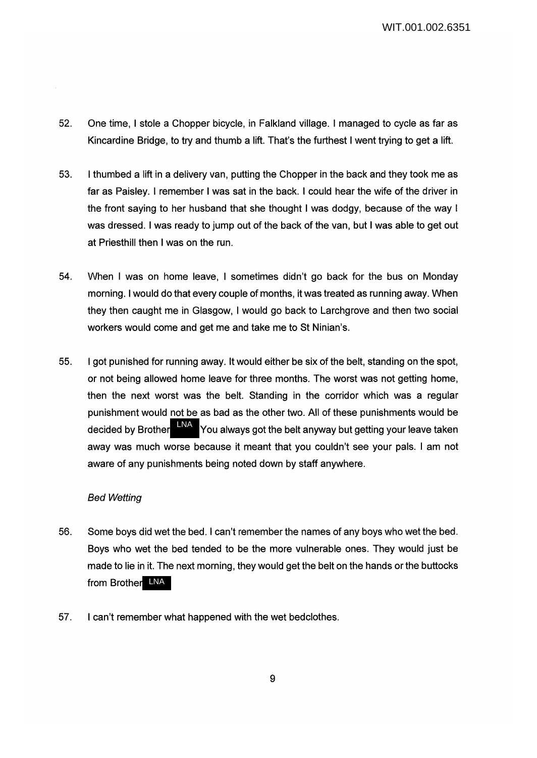52. One time, I stole a Chopper bicycle, in Falkland village. I managed to cycle as far as Kincardine Bridge, to try and thumb a lift. That's the furthest I went trying to get a lift.

53. I thumbed a lift in a delivery van, putting the Chopper in the back and they took me as far as Paisley. I remember I was sat in the back. I could hear the wife of the driver in the front saying to her husband that she thought I was dodgy, because of the way I was dressed. I was ready to jump out of the back of the van, but I was able to get out at Priesthill then I was on the run.

54. When I was on home leave, I sometimes didn't go back for the bus on Monday morning. I would do that every couple of months, it was treated as running away. When they then caught me in Glasgow, I would go back to Larchgrove and then two social workers would come and get me and take me to St Ninian's.

55. I got punished for running away. It would either be six of the belt, standing on the spot, or not being allowed home leave for three months. The worst was not getting home, then the next worst was the belt. Standing in the corridor which was a regular punishment would not be as bad as the other two. All of these punishments would be decided by Brother LNA You always got the belt anyway but getting your leave taken away was much worse because it meant that you couldn't see your pals. I am not aware of any punishments being noted down by staff anywhere.

*Bed Wetting*

56. Some boys did wet the bed. I can't remember the names of any boys who wet the bed. Boys who wet the bed tended to be the more vulnerable ones. They would just be made to lie in it. The next morning, they would get the belt on the hands or the buttocks from Brother LNA

57. I can't remember what happened with the wet bedclothes.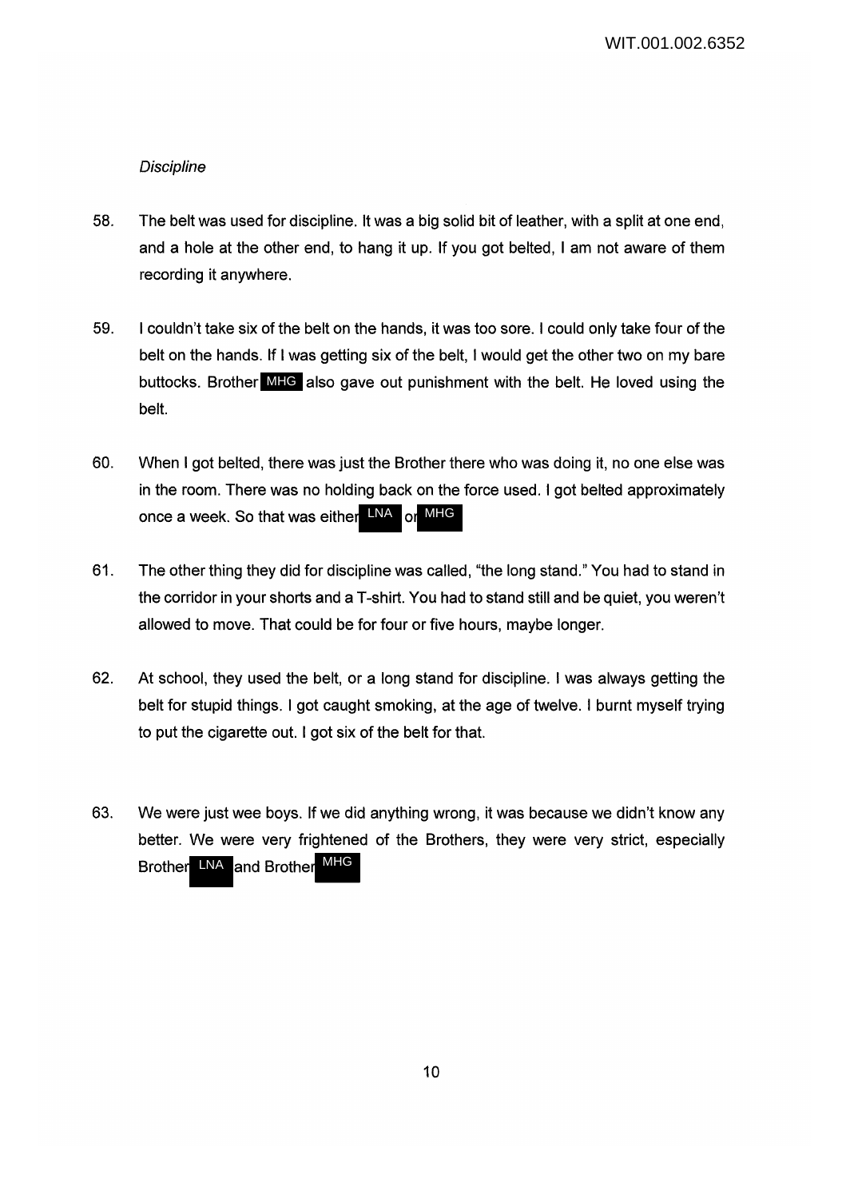*Discipline*

58. The belt was used for discipline. It was a big solid bit of leather, with a split at one end, and a hole at the other end, to hang it up. If you got belted, I am not aware of them recording it anywhere.

59. I couldn't take six of the belt on the hands, it was too sore. I could only take four of the belt on the hands. If I was getting six of the belt, I would get the other two on my bare buttocks. Brother MHG also gave out punishment with the belt. He loved using the belt.

60. When I got belted, there was just the Brother there who was doing it, no one else was in the room. There was no holding back on the force used. I got belted approximately once a week. So that was either LNA or MHG

61. The other thing they did for discipline was called, "the long stand." You had to stand in the corridor in your shorts and a T-shirt. You had to stand still and be quiet, you weren't allowed to move. That could be for four or five hours, maybe longer.

62. At school, they used the belt, or a long stand for discipline. I was always getting the belt for stupid things. I got caught smoking, at the age of twelve. I burnt myself trying to put the cigarette out. I got six of the belt for that.

63. We were just wee boys. If we did anything wrong, it was because we didn't know any better. We were very frightened of the Brothers, they were very strict, especially Brother LNA and Brother MHG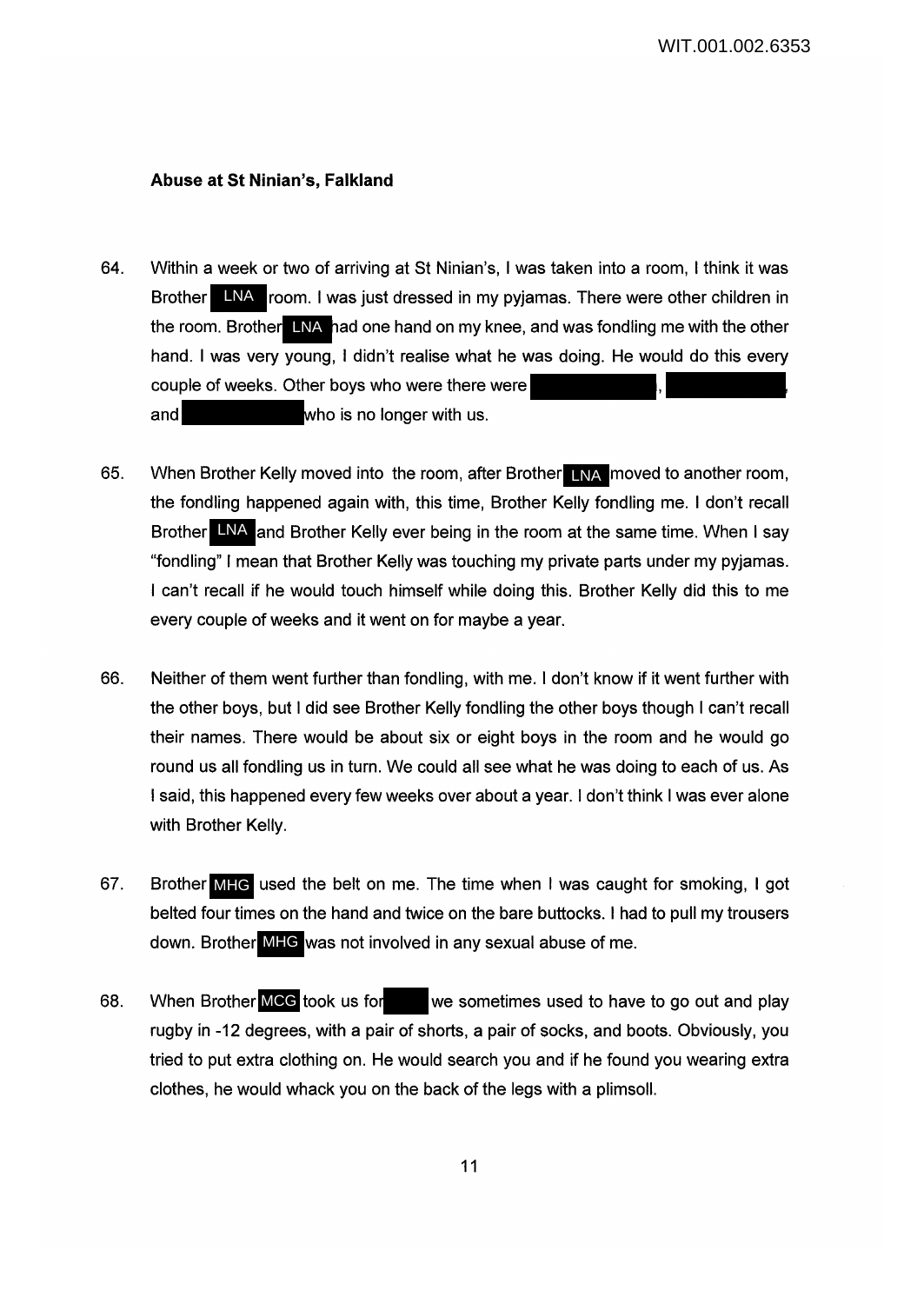**Abuse at St Ninian's, Falkland**

64. Within a week or two of arriving at St Ninian's, I was taken into a room, I think it was Brother LNA room. I was just dressed in my pyjamas. There were other children in the room. Brother LNA had one hand on my knee, and was fondling me with the other hand. I was very young, I didn't realise what he was doing. He would do this every couple of weeks. Other boys who were there were [REDACTED], [REDACTED], and [REDACTED] who is no longer with us.

65. When Brother Kelly moved into the room, after Brother LNA moved to another room, the fondling happened again with, this time, Brother Kelly fondling me. I don't recall Brother LNA and Brother Kelly ever being in the room at the same time. When I say "fondling" I mean that Brother Kelly was touching my private parts under my pyjamas. I can't recall if he would touch himself while doing this. Brother Kelly did this to me every couple of weeks and it went on for maybe a year.

66. Neither of them went further than fondling, with me. I don't know if it went further with the other boys, but I did see Brother Kelly fondling the other boys though I can't recall their names. There would be about six or eight boys in the room and he would go round us all fondling us in turn. We could all see what he was doing to each of us. As I said, this happened every few weeks over about a year. I don't think I was ever alone with Brother Kelly.

67. Brother MHG used the belt on me. The time when I was caught for smoking, I got belted four times on the hand and twice on the bare buttocks. I had to pull my trousers down. Brother MHG was not involved in any sexual abuse of me.

68. When Brother MCG took us for [REDACTED] we sometimes used to have to go out and play rugby in -12 degrees, with a pair of shorts, a pair of socks, and boots. Obviously, you tried to put extra clothing on. He would search you and if he found you wearing extra clothes, he would whack you on the back of the legs with a plimsoll.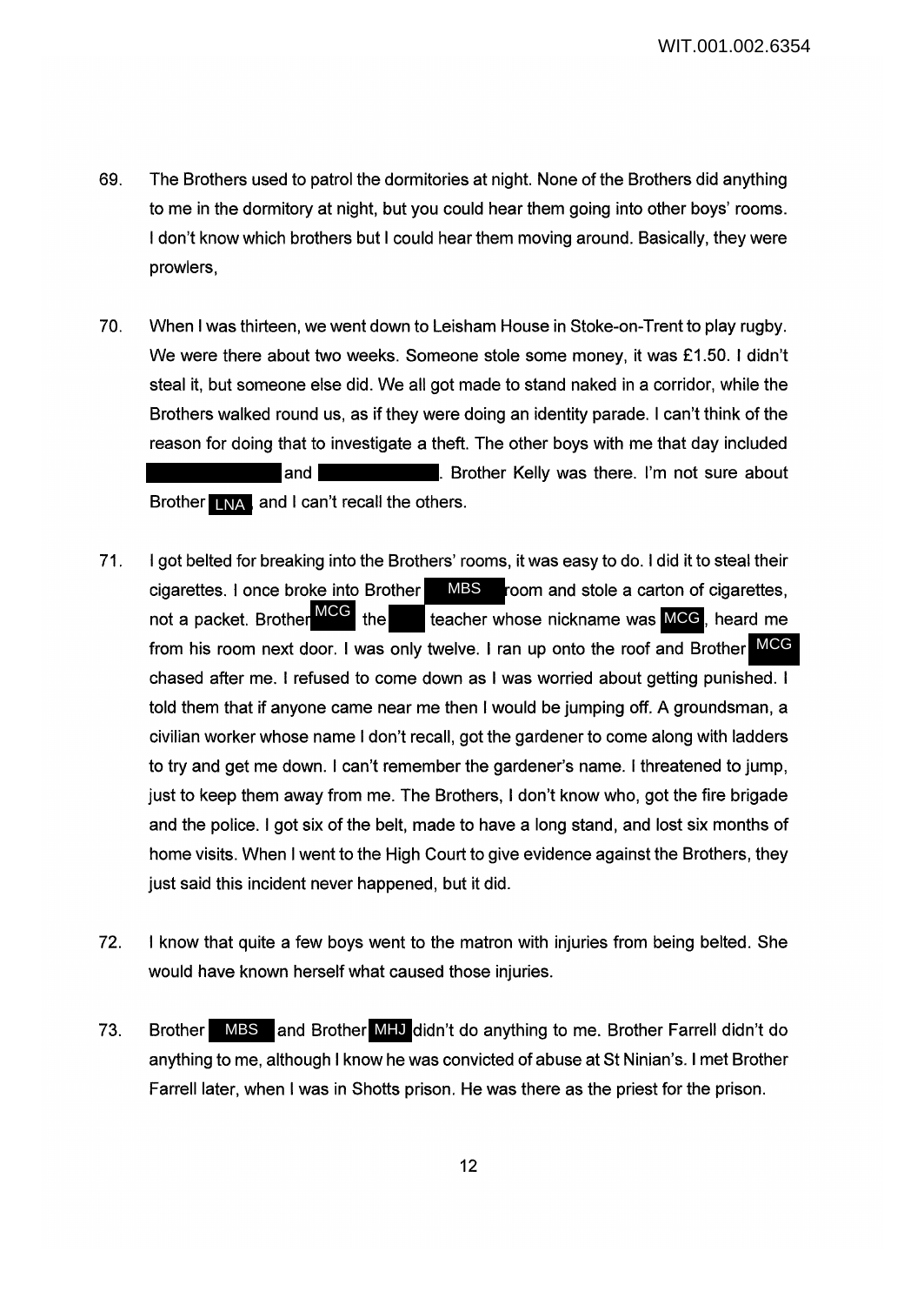69. The Brothers used to patrol the dormitories at night. None of the Brothers did anything to me in the dormitory at night, but you could hear them going into other boys' rooms. I don't know which brothers but I could hear them moving around. Basically, they were prowlers,

70. When I was thirteen, we went down to Leisham House in Stoke-on-Trent to play rugby. We were there about two weeks. Someone stole some money, it was £1.50. I didn't steal it, but someone else did. We all got made to stand naked in a corridor, while the Brothers walked round us, as if they were doing an identity parade. I can't think of the reason for doing that to investigate a theft. The other boys with me that day included [REDACTED] and [REDACTED]. Brother Kelly was there. I'm not sure about Brother LNA, and I can't recall the others.

71. I got belted for breaking into the Brothers' rooms, it was easy to do. I did it to steal their cigarettes. I once broke into Brother MBS room and stole a carton of cigarettes, not a packet. Brother MCG the [REDACTED] teacher whose nickname was MCG, heard me from his room next door. I was only twelve. I ran up onto the roof and Brother MCG chased after me. I refused to come down as I was worried about getting punished. I told them that if anyone came near me then I would be jumping off. A groundsman, a civilian worker whose name I don't recall, got the gardener to come along with ladders to try and get me down. I can't remember the gardener's name. I threatened to jump, just to keep them away from me. The Brothers, I don't know who, got the fire brigade and the police. I got six of the belt, made to have a long stand, and lost six months of home visits. When I went to the High Court to give evidence against the Brothers, they just said this incident never happened, but it did.

72. I know that quite a few boys went to the matron with injuries from being belted. She would have known herself what caused those injuries.

73. Brother MBS and Brother MHJ didn't do anything to me. Brother Farrell didn't do anything to me, although I know he was convicted of abuse at St Ninian's. I met Brother Farrell later, when I was in Shotts prison. He was there as the priest for the prison.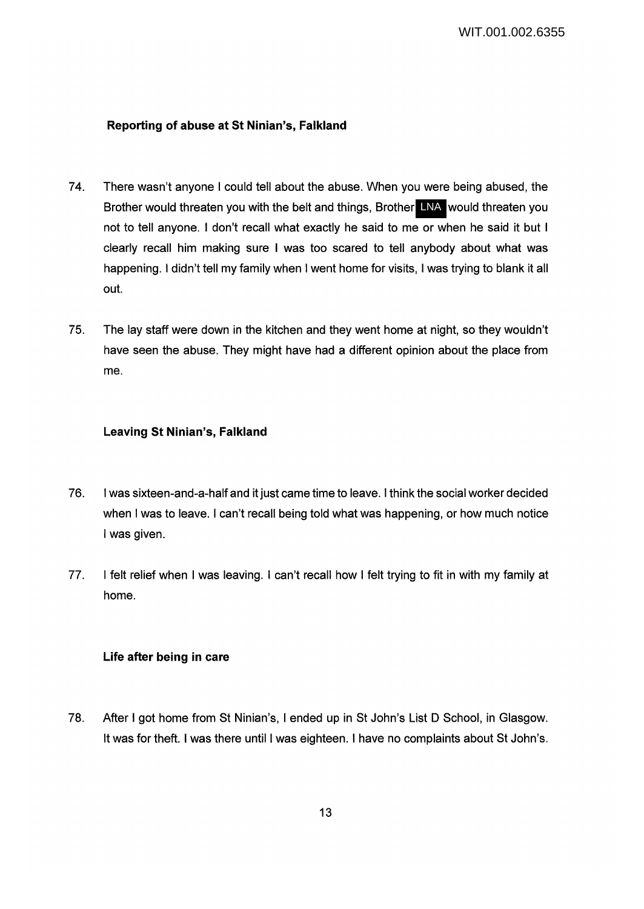### Reporting of abuse at St Ninian's, Falkland

74. There wasn't anyone I could tell about the abuse. When you were being abused, the Brother would threaten you with the belt and things, Brother LNA would threaten you not to tell anyone. I don't recall what exactly he said to me or when he said it but I clearly recall him making sure I was too scared to tell anybody about what was happening. I didn't tell my family when I went home for visits, I was trying to blank it all out.

75. The lay staff were down in the kitchen and they went home at night, so they wouldn't have seen the abuse. They might have had a different opinion about the place from me.

### Leaving St Ninian's, Falkland

76. I was sixteen-and-a-half and it just came time to leave. I think the social worker decided when I was to leave. I can't recall being told what was happening, or how much notice I was given.

77. I felt relief when I was leaving. I can't recall how I felt trying to fit in with my family at home.

### Life after being in care

78. After I got home from St Ninian's, I ended up in St John's List D School, in Glasgow. It was for theft. I was there until I was eighteen. I have no complaints about St John's.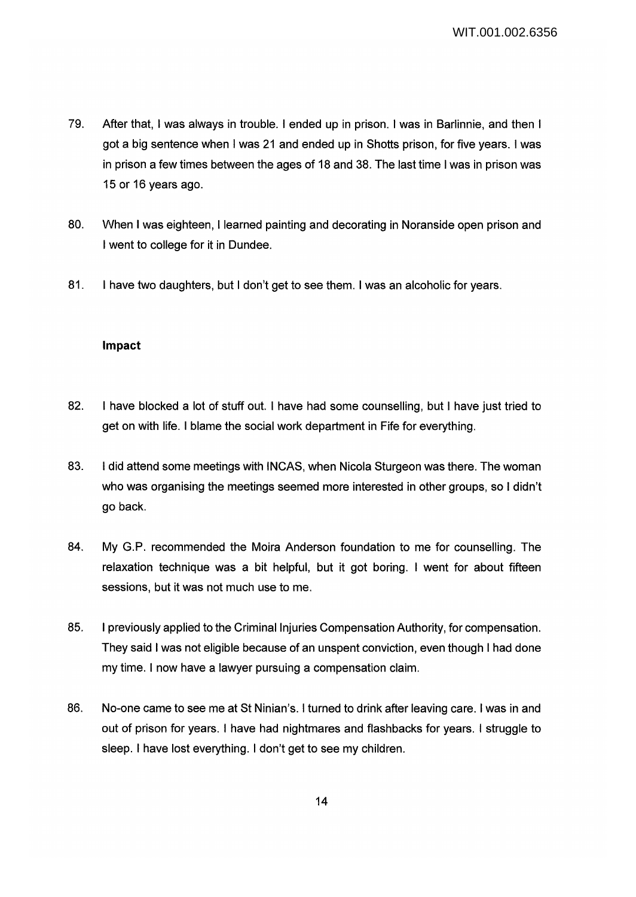79. After that, I was always in trouble. I ended up in prison. I was in Barlinnie, and then I got a big sentence when I was 21 and ended up in Shotts prison, for five years. I was in prison a few times between the ages of 18 and 38. The last time I was in prison was 15 or 16 years ago.

80. When I was eighteen, I learned painting and decorating in Noranside open prison and I went to college for it in Dundee.

81. I have two daughters, but I don't get to see them. I was an alcoholic for years.

### Impact

82. I have blocked a lot of stuff out. I have had some counselling, but I have just tried to get on with life. I blame the social work department in Fife for everything.

83. I did attend some meetings with INCAS, when Nicola Sturgeon was there. The woman who was organising the meetings seemed more interested in other groups, so I didn't go back.

84. My G.P. recommended the Moira Anderson foundation to me for counselling. The relaxation technique was a bit helpful, but it got boring. I went for about fifteen sessions, but it was not much use to me.

85. I previously applied to the Criminal Injuries Compensation Authority, for compensation. They said I was not eligible because of an unspent conviction, even though I had done my time. I now have a lawyer pursuing a compensation claim.

86. No-one came to see me at St Ninian's. I turned to drink after leaving care. I was in and out of prison for years. I have had nightmares and flashbacks for years. I struggle to sleep. I have lost everything. I don't get to see my children.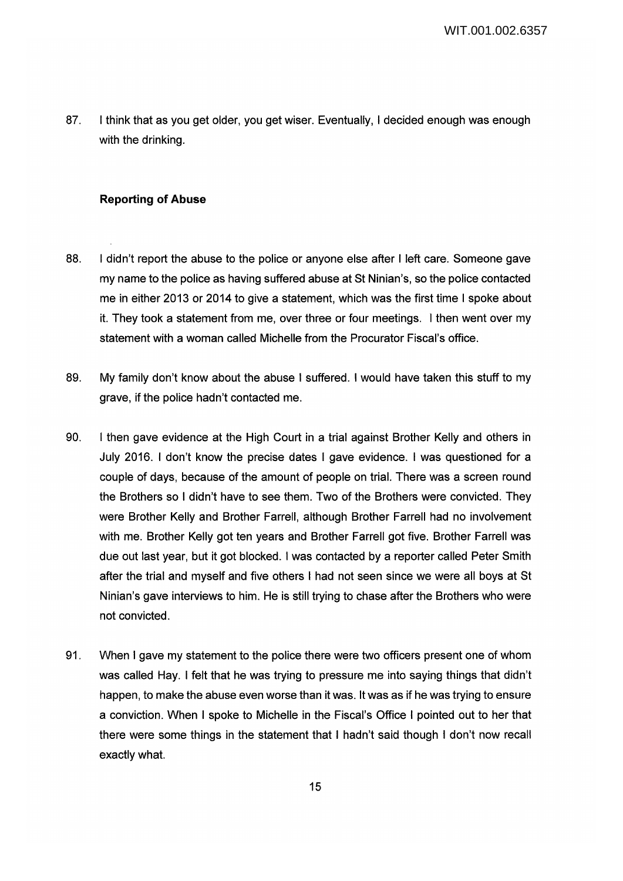87. I think that as you get older, you get wiser. Eventually, I decided enough was enough with the drinking.

### Reporting of Abuse

88. I didn't report the abuse to the police or anyone else after I left care. Someone gave my name to the police as having suffered abuse at St Ninian's, so the police contacted me in either 2013 or 2014 to give a statement, which was the first time I spoke about it. They took a statement from me, over three or four meetings. I then went over my statement with a woman called Michelle from the Procurator Fiscal's office.

89. My family don't know about the abuse I suffered. I would have taken this stuff to my grave, if the police hadn't contacted me.

90. I then gave evidence at the High Court in a trial against Brother Kelly and others in July 2016. I don't know the precise dates I gave evidence. I was questioned for a couple of days, because of the amount of people on trial. There was a screen round the Brothers so I didn't have to see them. Two of the Brothers were convicted. They were Brother Kelly and Brother Farrell, although Brother Farrell had no involvement with me. Brother Kelly got ten years and Brother Farrell got five. Brother Farrell was due out last year, but it got blocked. I was contacted by a reporter called Peter Smith after the trial and myself and five others I had not seen since we were all boys at St Ninian's gave interviews to him. He is still trying to chase after the Brothers who were not convicted.

91. When I gave my statement to the police there were two officers present one of whom was called Hay. I felt that he was trying to pressure me into saying things that didn't happen, to make the abuse even worse than it was. It was as if he was trying to ensure a conviction. When I spoke to Michelle in the Fiscal's Office I pointed out to her that there were some things in the statement that I hadn't said though I don't now recall exactly what.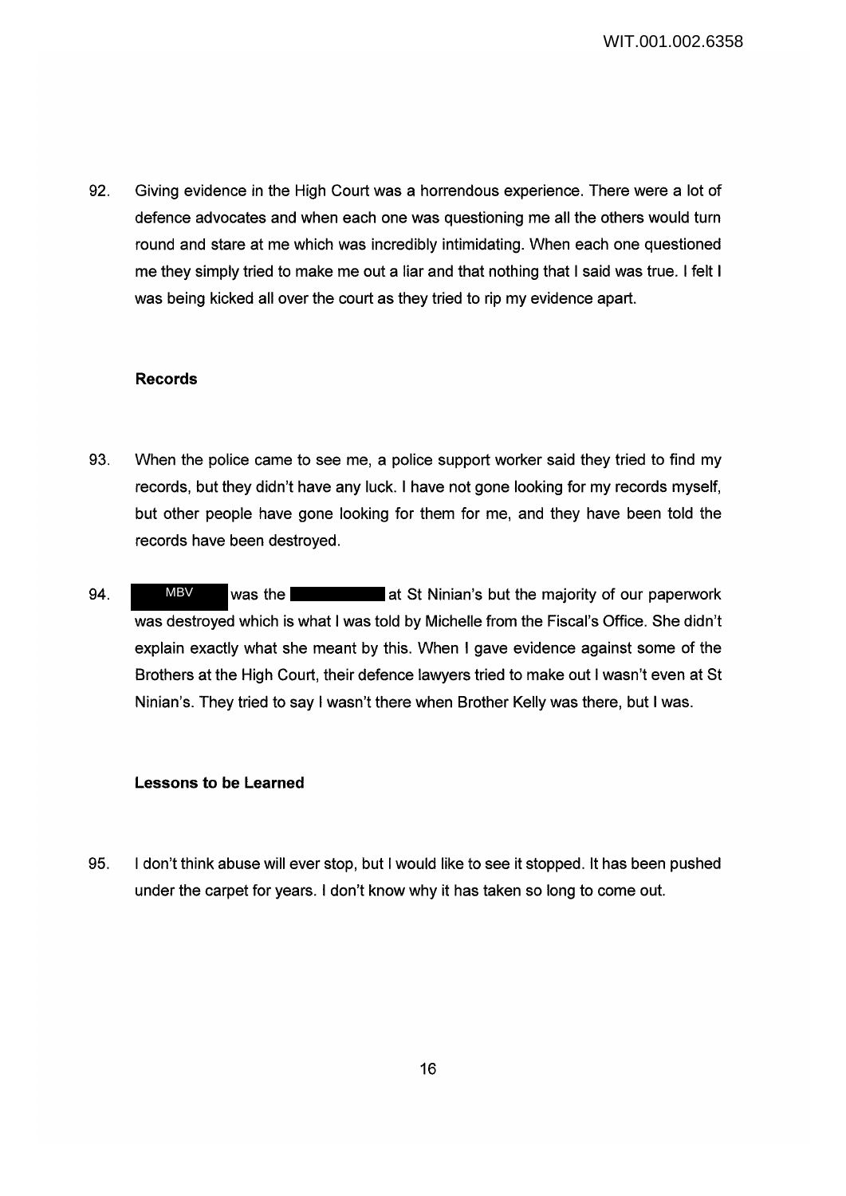92. Giving evidence in the High Court was a horrendous experience. There were a lot of defence advocates and when each one was questioning me all the others would turn round and stare at me which was incredibly intimidating. When each one questioned me they simply tried to make me out a liar and that nothing that I said was true. I felt I was being kicked all over the court as they tried to rip my evidence apart.

### Records

93. When the police came to see me, a police support worker said they tried to find my records, but they didn't have any luck. I have not gone looking for my records myself, but other people have gone looking for them for me, and they have been told the records have been destroyed.

94. MBV was the [redacted] at St Ninian's but the majority of our paperwork was destroyed which is what I was told by Michelle from the Fiscal's Office. She didn't explain exactly what she meant by this. When I gave evidence against some of the Brothers at the High Court, their defence lawyers tried to make out I wasn't even at St Ninian's. They tried to say I wasn't there when Brother Kelly was there, but I was.

### Lessons to be Learned

95. I don't think abuse will ever stop, but I would like to see it stopped. It has been pushed under the carpet for years. I don't know why it has taken so long to come out.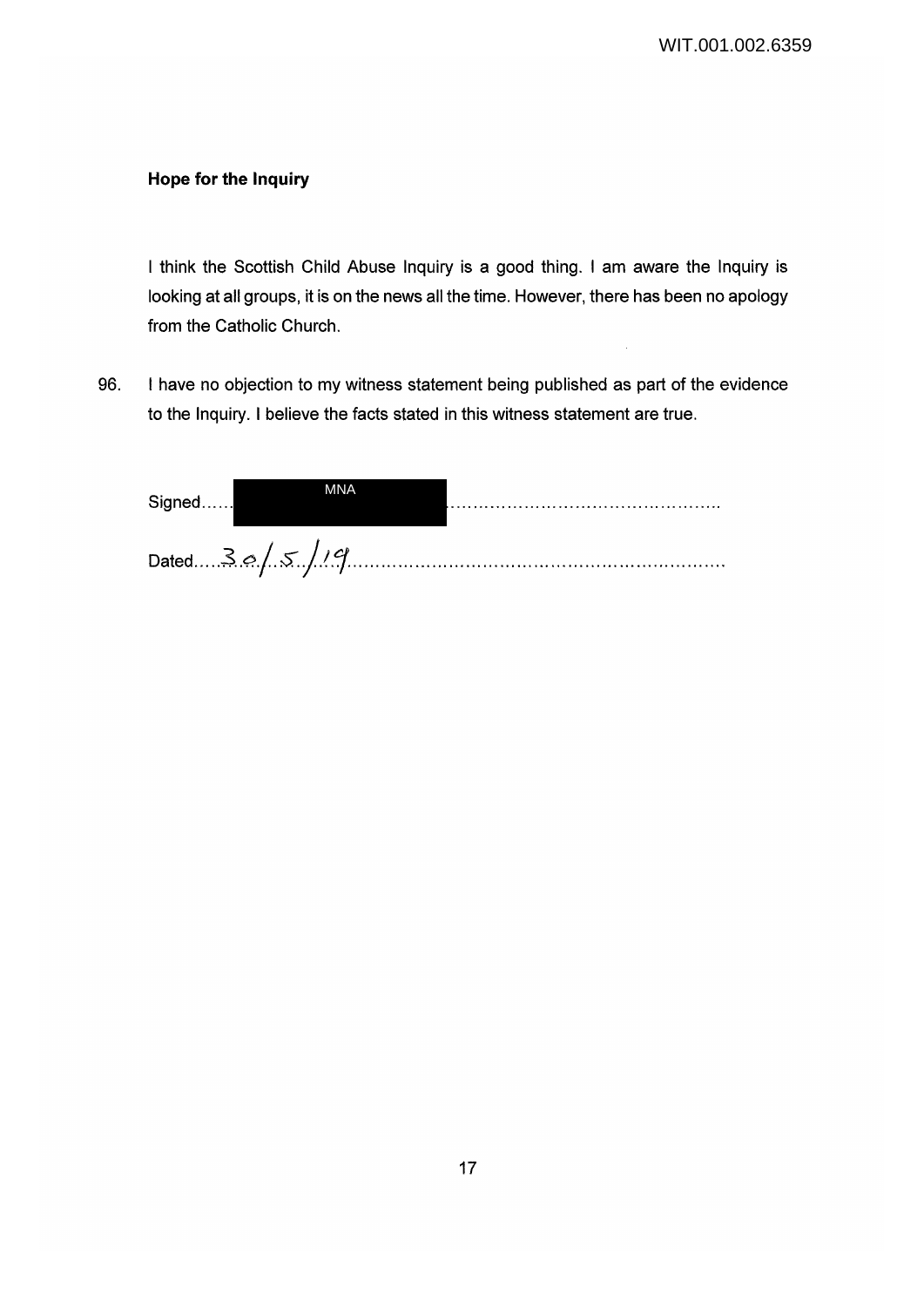**Hope for the Inquiry**

I think the Scottish Child Abuse Inquiry is a good thing. I am aware the Inquiry is looking at all groups, it is on the news all the time. However, there has been no apology from the Catholic Church.

96. I have no objection to my witness statement being published as part of the evidence to the Inquiry. I believe the facts stated in this witness statement are true.

Signed…… MNA ……………………………………………

Dated….30/5/19……………………………………………………………